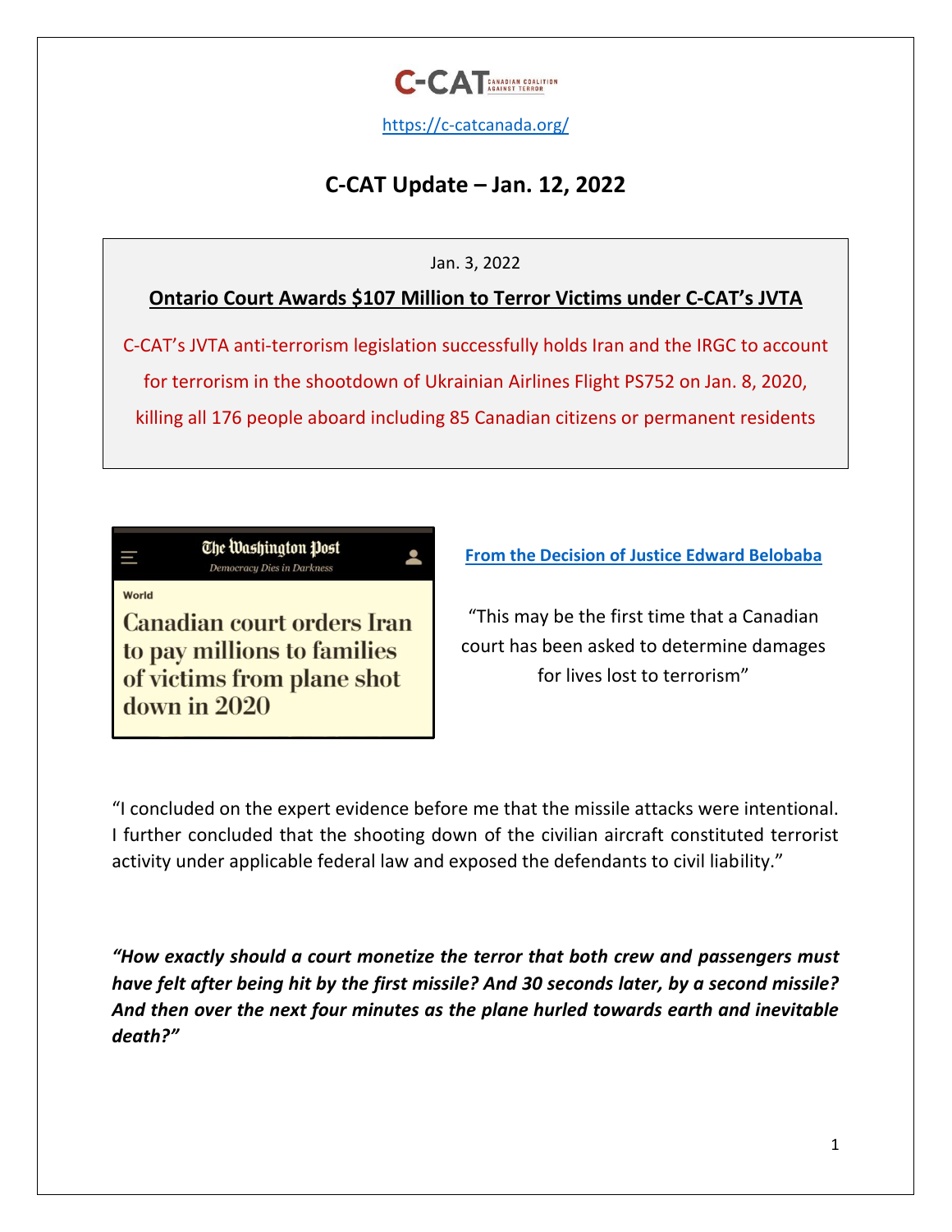C-CAT CANADIAN COALITION AGAINST TERROR

https://c-catcanada.org/

# C-CAT Update – Jan. 12, 2022

Jan. 3, 2022

## Ontario Court Awards $107 Million to Terror Victims under C-CAT's JVTA

C-CAT's JVTA anti-terrorism legislation successfully holds Iran and the IRGC to account for terrorism in the shootdown of Ukrainian Airlines Flight PS752 on Jan. 8, 2020, killing all 176 people aboard including 85 Canadian citizens or permanent residents

The Washington Post
Democracy Dies in Darkness

World

**Canadian court orders Iran to pay millions to families of victims from plane shot down in 2020**

**From the Decision of Justice Edward Belobaba**

"This may be the first time that a Canadian court has been asked to determine damages for lives lost to terrorism"

"I concluded on the expert evidence before me that the missile attacks were intentional. I further concluded that the shooting down of the civilian aircraft constituted terrorist activity under applicable federal law and exposed the defendants to civil liability."

***"How exactly should a court monetize the terror that both crew and passengers must have felt after being hit by the first missile? And 30 seconds later, by a second missile? And then over the next four minutes as the plane hurled towards earth and inevitable death?"***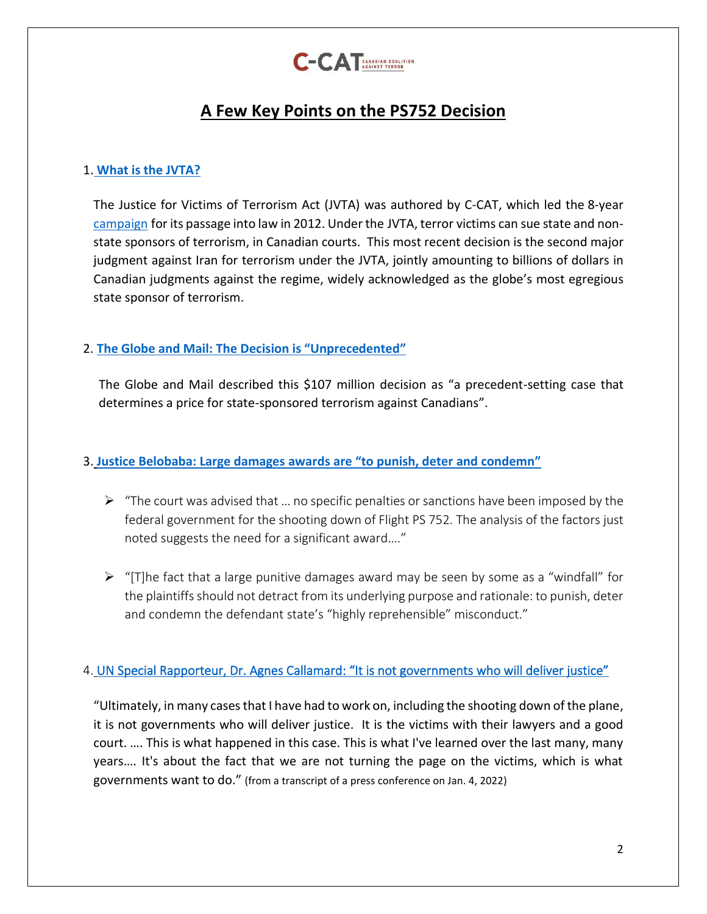C-CAT CANADIAN COALITION AGAINST TERROR

# A Few Key Points on the PS752 Decision

## 1. What is the JVTA?

The Justice for Victims of Terrorism Act (JVTA) was authored by C-CAT, which led the 8-year campaign for its passage into law in 2012. Under the JVTA, terror victims can sue state and non-state sponsors of terrorism, in Canadian courts. This most recent decision is the second major judgment against Iran for terrorism under the JVTA, jointly amounting to billions of dollars in Canadian judgments against the regime, widely acknowledged as the globe's most egregious state sponsor of terrorism.

## 2. The Globe and Mail: The Decision is "Unprecedented"

The Globe and Mail described this $107 million decision as "a precedent-setting case that determines a price for state-sponsored terrorism against Canadians".

## 3. Justice Belobaba: Large damages awards are "to punish, deter and condemn"

- "The court was advised that … no specific penalties or sanctions have been imposed by the federal government for the shooting down of Flight PS 752. The analysis of the factors just noted suggests the need for a significant award…."
- "[T]he fact that a large punitive damages award may be seen by some as a "windfall" for the plaintiffs should not detract from its underlying purpose and rationale: to punish, deter and condemn the defendant state's "highly reprehensible" misconduct."

## 4. UN Special Rapporteur, Dr. Agnes Callamard: "It is not governments who will deliver justice"

"Ultimately, in many cases that I have had to work on, including the shooting down of the plane, it is not governments who will deliver justice. It is the victims with their lawyers and a good court. …. This is what happened in this case. This is what I've learned over the last many, many years…. It's about the fact that we are not turning the page on the victims, which is what governments want to do." (from a transcript of a press conference on Jan. 4, 2022)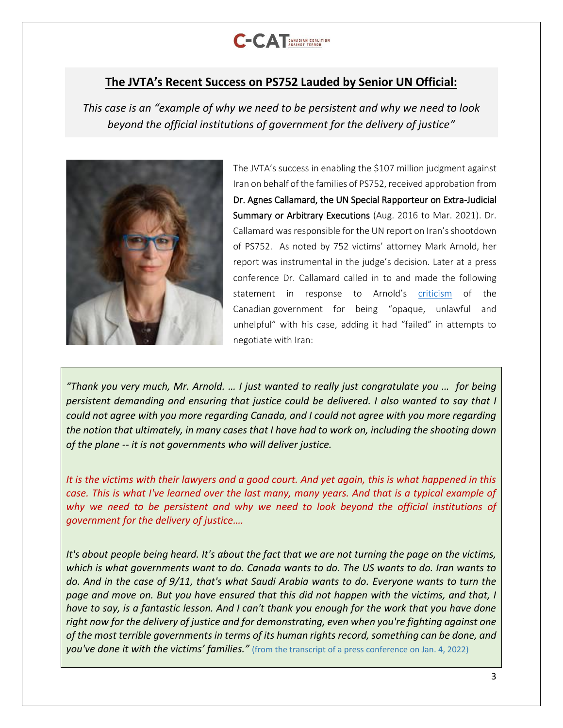## The JVTA's Recent Success on PS752 Lauded by Senior UN Official:

*This case is an "example of why we need to be persistent and why we need to look beyond the official institutions of government for the delivery of justice"*

The JVTA's success in enabling the $107 million judgment against Iran on behalf of the families of PS752, received approbation from Dr. Agnes Callamard, the UN Special Rapporteur on Extra-Judicial Summary or Arbitrary Executions (Aug. 2016 to Mar. 2021). Dr. Callamard was responsible for the UN report on Iran's shootdown of PS752. As noted by 752 victims' attorney Mark Arnold, her report was instrumental in the judge's decision. Later at a press conference Dr. Callamard called in to and made the following statement in response to Arnold's criticism of the Canadian government for being "opaque, unlawful and unhelpful" with his case, adding it had "failed" in attempts to negotiate with Iran:

*"Thank you very much, Mr. Arnold. … I just wanted to really just congratulate you … for being persistent demanding and ensuring that justice could be delivered. I also wanted to say that I could not agree with you more regarding Canada, and I could not agree with you more regarding the notion that ultimately, in many cases that I have had to work on, including the shooting down of the plane -- it is not governments who will deliver justice.*

*It is the victims with their lawyers and a good court. And yet again, this is what happened in this case. This is what I've learned over the last many, many years. And that is a typical example of why we need to be persistent and why we need to look beyond the official institutions of government for the delivery of justice….*

*It's about people being heard. It's about the fact that we are not turning the page on the victims, which is what governments want to do. Canada wants to do. The US wants to do. Iran wants to do. And in the case of 9/11, that's what Saudi Arabia wants to do. Everyone wants to turn the page and move on. But you have ensured that this did not happen with the victims, and that, I have to say, is a fantastic lesson. And I can't thank you enough for the work that you have done right now for the delivery of justice and for demonstrating, even when you're fighting against one of the most terrible governments in terms of its human rights record, something can be done, and you've done it with the victims' families."* (from the transcript of a press conference on Jan. 4, 2022)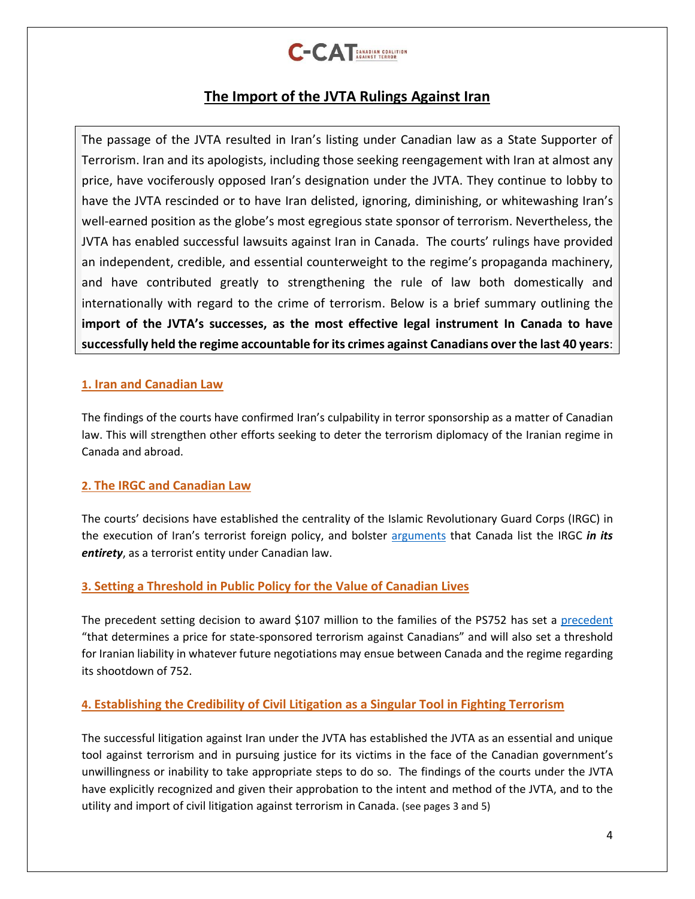C-CAT CANADIAN COALITION AGAINST TERROR

## The Import of the JVTA Rulings Against Iran

The passage of the JVTA resulted in Iran's listing under Canadian law as a State Supporter of Terrorism. Iran and its apologists, including those seeking reengagement with Iran at almost any price, have vociferously opposed Iran's designation under the JVTA. They continue to lobby to have the JVTA rescinded or to have Iran delisted, ignoring, diminishing, or whitewashing Iran's well-earned position as the globe's most egregious state sponsor of terrorism. Nevertheless, the JVTA has enabled successful lawsuits against Iran in Canada. The courts' rulings have provided an independent, credible, and essential counterweight to the regime's propaganda machinery, and have contributed greatly to strengthening the rule of law both domestically and internationally with regard to the crime of terrorism. Below is a brief summary outlining the **import of the JVTA's successes, as the most effective legal instrument In Canada to have successfully held the regime accountable for its crimes against Canadians over the last 40 years**:

### 1. Iran and Canadian Law

The findings of the courts have confirmed Iran's culpability in terror sponsorship as a matter of Canadian law. This will strengthen other efforts seeking to deter the terrorism diplomacy of the Iranian regime in Canada and abroad.

### 2. The IRGC and Canadian Law

The courts' decisions have established the centrality of the Islamic Revolutionary Guard Corps (IRGC) in the execution of Iran's terrorist foreign policy, and bolster arguments that Canada list the IRGC ***in its entirety***, as a terrorist entity under Canadian law.

### 3. Setting a Threshold in Public Policy for the Value of Canadian Lives

The precedent setting decision to award $107 million to the families of the PS752 has set a precedent "that determines a price for state-sponsored terrorism against Canadians" and will also set a threshold for Iranian liability in whatever future negotiations may ensue between Canada and the regime regarding its shootdown of 752.

### 4. Establishing the Credibility of Civil Litigation as a Singular Tool in Fighting Terrorism

The successful litigation against Iran under the JVTA has established the JVTA as an essential and unique tool against terrorism and in pursuing justice for its victims in the face of the Canadian government's unwillingness or inability to take appropriate steps to do so. The findings of the courts under the JVTA have explicitly recognized and given their approbation to the intent and method of the JVTA, and to the utility and import of civil litigation against terrorism in Canada. (see pages 3 and 5)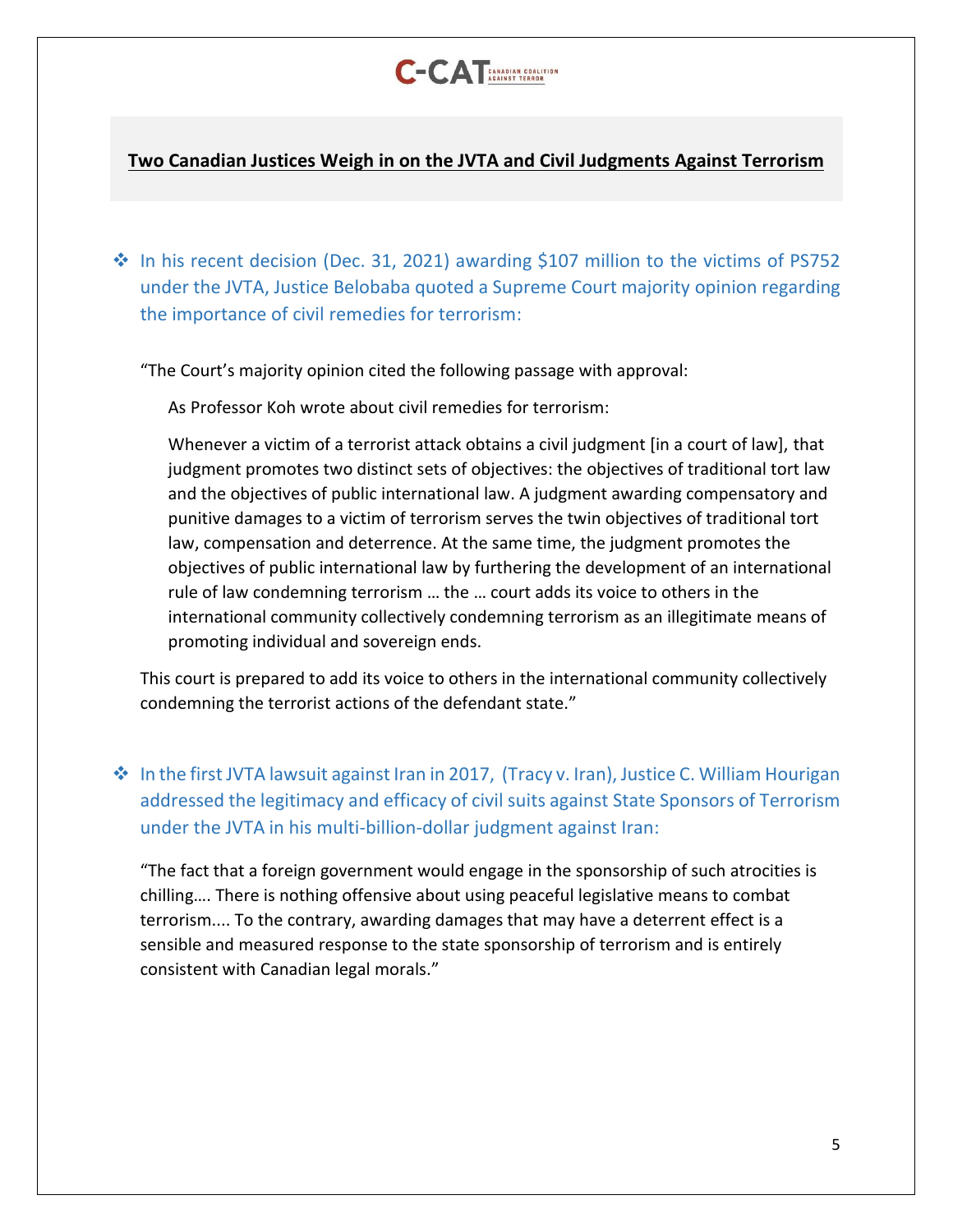C-CAT CANADIAN COALITION AGAINST TERROR

**Two Canadian Justices Weigh in on the JVTA and Civil Judgments Against Terrorism**

- In his recent decision (Dec. 31, 2021) awarding $107 million to the victims of PS752 under the JVTA, Justice Belobaba quoted a Supreme Court majority opinion regarding the importance of civil remedies for terrorism:

"The Court's majority opinion cited the following passage with approval:

> As Professor Koh wrote about civil remedies for terrorism:
>
> Whenever a victim of a terrorist attack obtains a civil judgment [in a court of law], that judgment promotes two distinct sets of objectives: the objectives of traditional tort law and the objectives of public international law. A judgment awarding compensatory and punitive damages to a victim of terrorism serves the twin objectives of traditional tort law, compensation and deterrence. At the same time, the judgment promotes the objectives of public international law by furthering the development of an international rule of law condemning terrorism … the … court adds its voice to others in the international community collectively condemning terrorism as an illegitimate means of promoting individual and sovereign ends.

This court is prepared to add its voice to others in the international community collectively condemning the terrorist actions of the defendant state."

- In the first JVTA lawsuit against Iran in 2017, (Tracy v. Iran), Justice C. William Hourigan addressed the legitimacy and efficacy of civil suits against State Sponsors of Terrorism under the JVTA in his multi-billion-dollar judgment against Iran:

"The fact that a foreign government would engage in the sponsorship of such atrocities is chilling…. There is nothing offensive about using peaceful legislative means to combat terrorism.... To the contrary, awarding damages that may have a deterrent effect is a sensible and measured response to the state sponsorship of terrorism and is entirely consistent with Canadian legal morals."